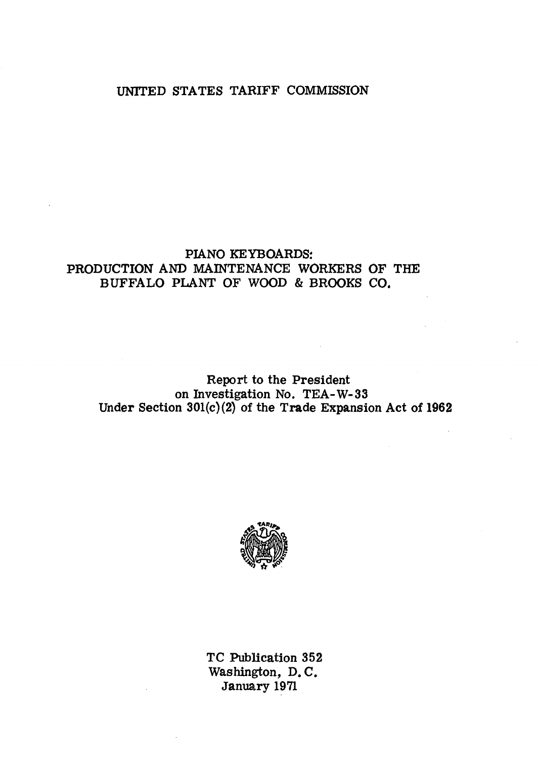UNITED STATES TARIFF COMMISSION

# PIANO KEYBOARDS: PRODUCTION AND MAINTENANCE WORKERS OF THE BUFFALO PLANT OF WOOD & BROOKS CO.

Report to the President
on Investigation No. TEA-W-33
Under Section 301(c)(2) of the Trade Expansion Act of 1962

TC Publication 352
Washington, D. C.
January 1971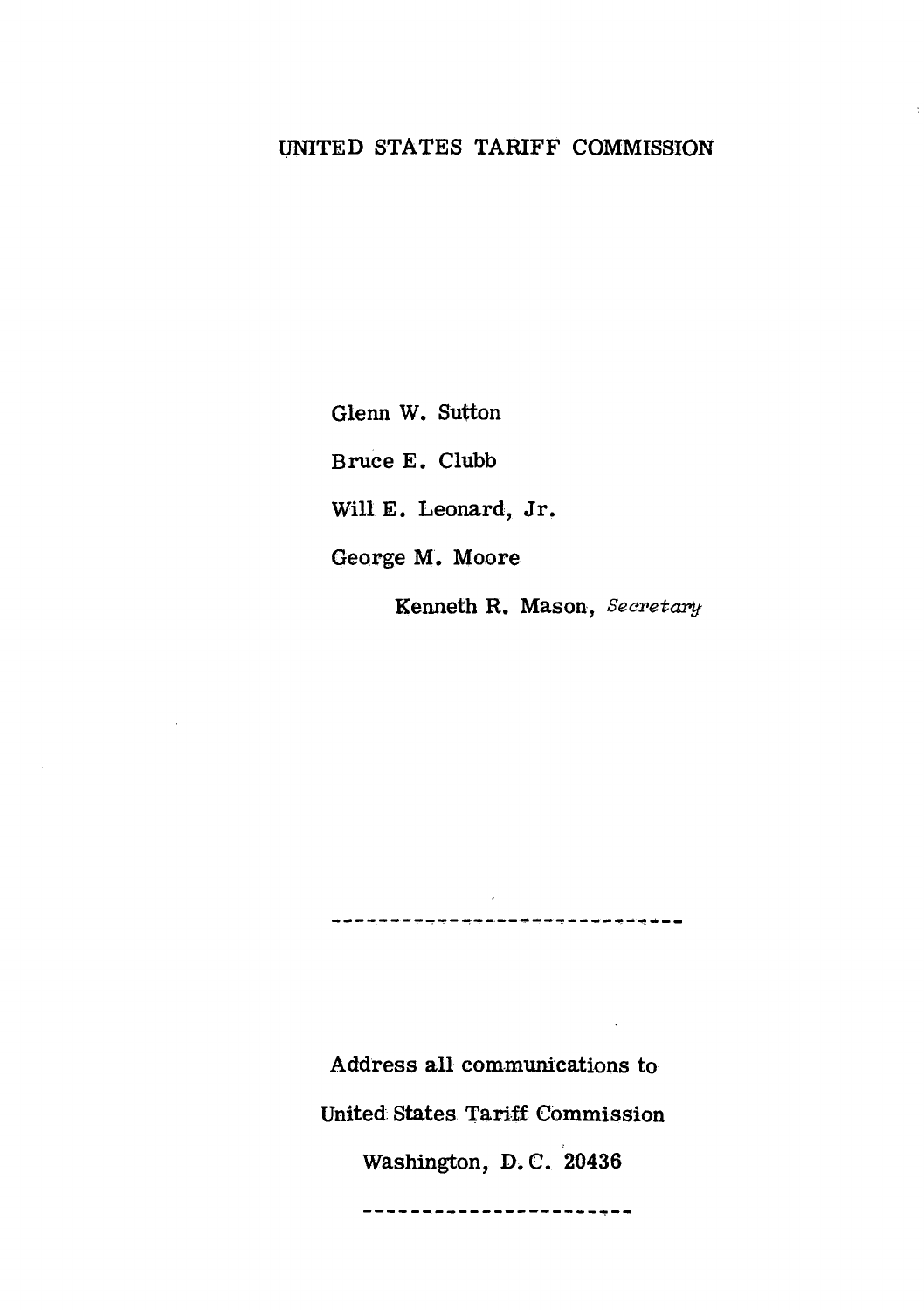UNITED STATES TARIFF COMMISSION

Glenn W. Sutton

Bruce E. Clubb

Will E. Leonard, Jr.

George M. Moore

Kenneth R. Mason, *Secretary*

---

Address all communications to

United States Tariff Commission

Washington, D.C. 20436

---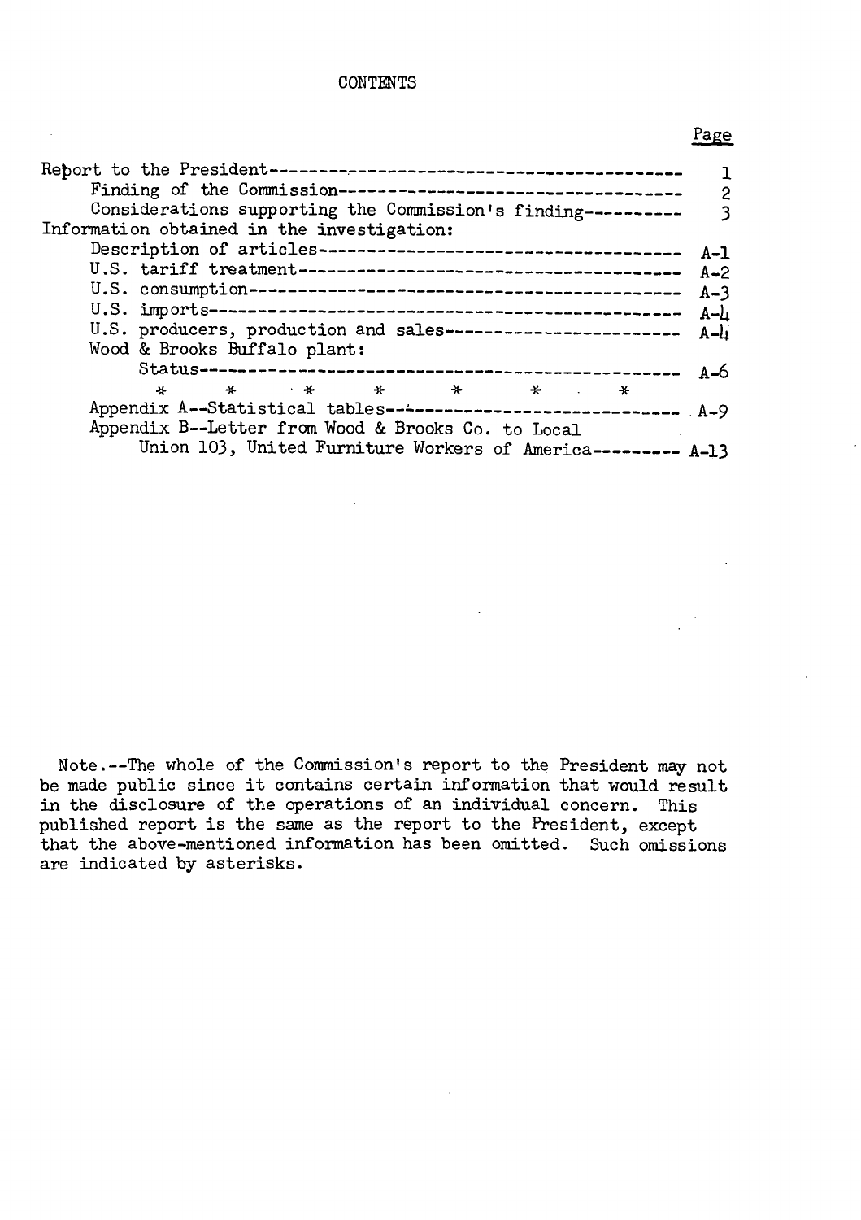CONTENTS

| | Page |
|---|---|
| Report to the President | 1 |
| Finding of the Commission | 2 |
| Considerations supporting the Commission's finding | 3 |
| Information obtained in the investigation: | |
| Description of articles | A-1 |
| U.S. tariff treatment | A-2 |
| U.S. consumption | A-3 |
| U.S. imports | A-4 |
| U.S. producers, production and sales | A-4 |
| Wood & Brooks Buffalo plant: | |
| Status | A-6 |
| * * * * * * * | |
| Appendix A--Statistical tables | A-9 |
| Appendix B--Letter from Wood & Brooks Co. to Local Union 103, United Furniture Workers of America | A-13 |

Note.--The whole of the Commission's report to the President may not be made public since it contains certain information that would result in the disclosure of the operations of an individual concern. This published report is the same as the report to the President, except that the above-mentioned information has been omitted. Such omissions are indicated by asterisks.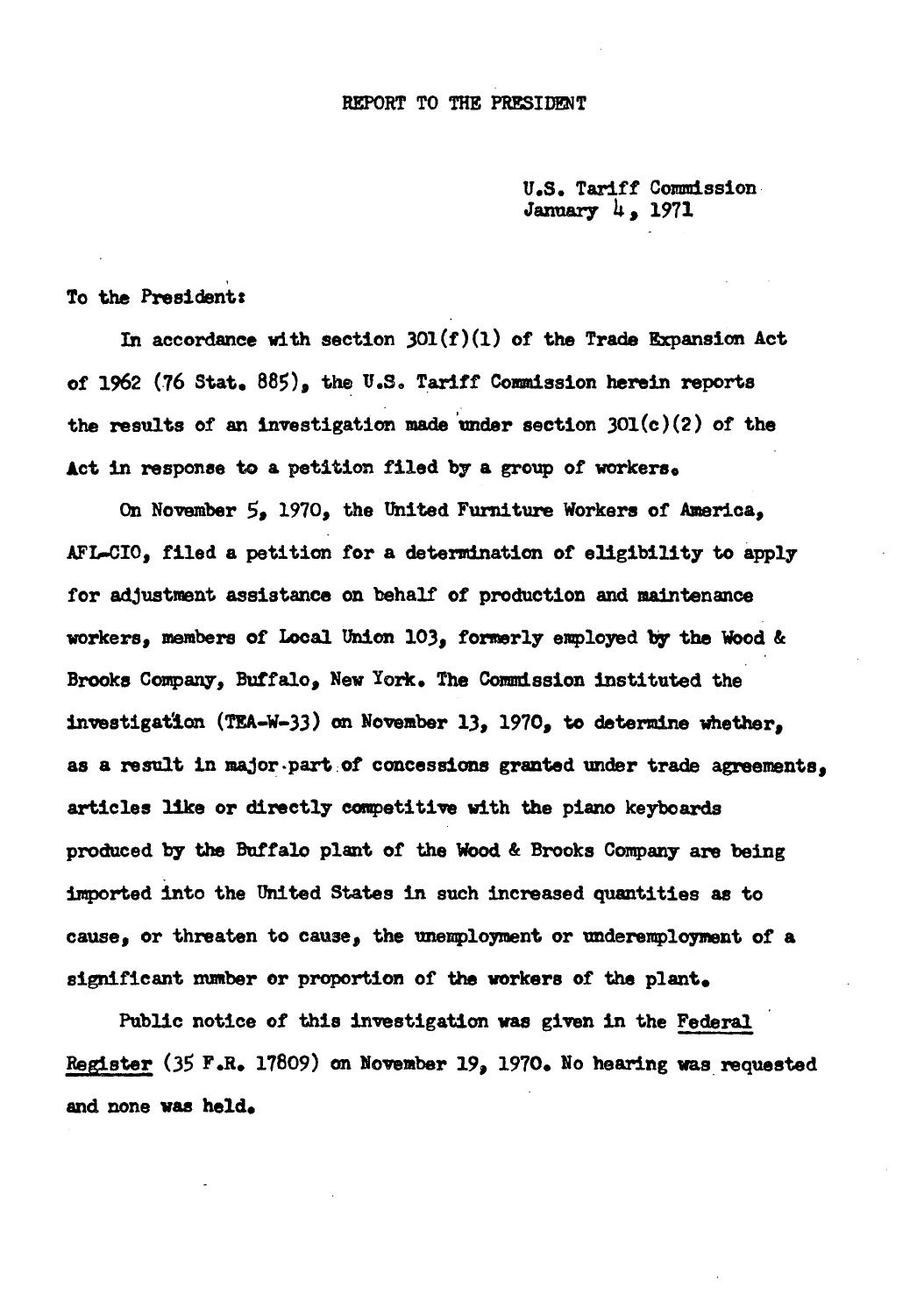# REPORT TO THE PRESIDENT

U.S. Tariff Commission
January 4, 1971

To the President:

In accordance with section 301(f)(1) of the Trade Expansion Act of 1962 (76 Stat. 885), the U.S. Tariff Commission herein reports the results of an investigation made under section 301(c)(2) of the Act in response to a petition filed by a group of workers.

On November 5, 1970, the United Furniture Workers of America, AFL-CIO, filed a petition for a determination of eligibility to apply for adjustment assistance on behalf of production and maintenance workers, members of Local Union 103, formerly employed by the Wood & Brooks Company, Buffalo, New York. The Commission instituted the investigation (TEA-W-33) on November 13, 1970, to determine whether, as a result in major part of concessions granted under trade agreements, articles like or directly competitive with the piano keyboards produced by the Buffalo plant of the Wood & Brooks Company are being imported into the United States in such increased quantities as to cause, or threaten to cause, the unemployment or underemployment of a significant number or proportion of the workers of the plant.

Public notice of this investigation was given in the Federal Register (35 F.R. 17809) on November 19, 1970. No hearing was requested and none was held.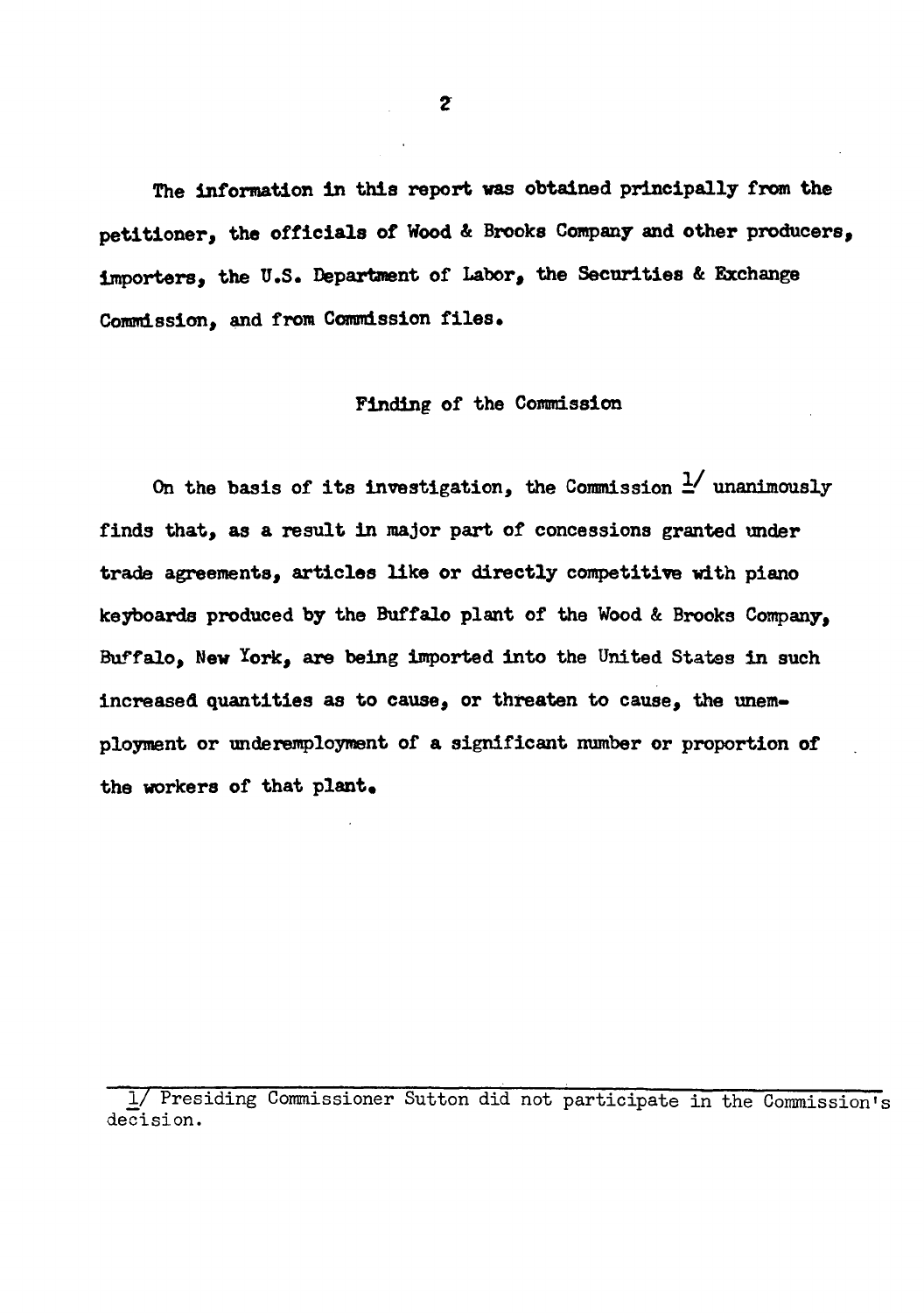The information in this report was obtained principally from the petitioner, the officials of Wood & Brooks Company and other producers, importers, the U.S. Department of Labor, the Securities & Exchange Commission, and from Commission files.

## Finding of the Commission

On the basis of its investigation, the Commission [1] unanimously finds that, as a result in major part of concessions granted under trade agreements, articles like or directly competitive with piano keyboards produced by the Buffalo plant of the Wood & Brooks Company, Buffalo, New York, are being imported into the United States in such increased quantities as to cause, or threaten to cause, the unemployment or underemployment of a significant number or proportion of the workers of that plant.

---

[1] Presiding Commissioner Sutton did not participate in the Commission's decision.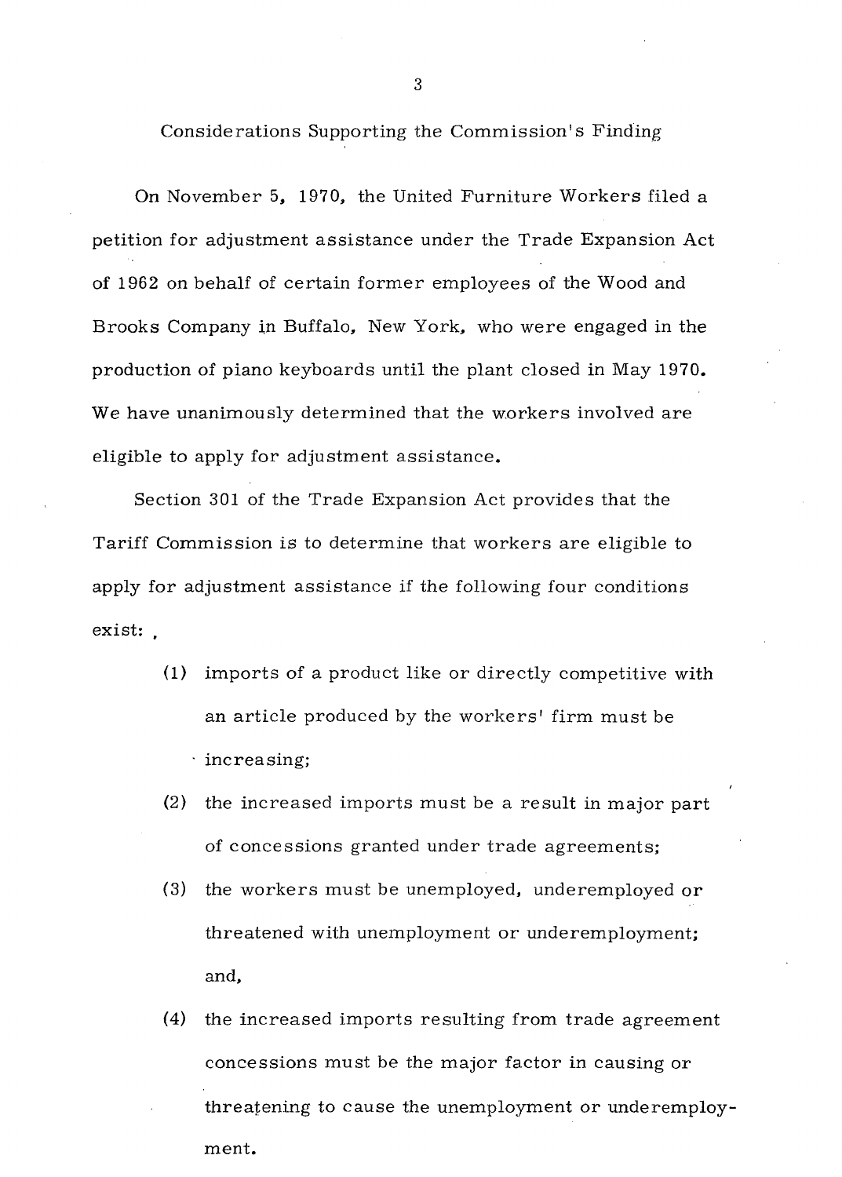## Considerations Supporting the Commission's Finding

On November 5, 1970, the United Furniture Workers filed a petition for adjustment assistance under the Trade Expansion Act of 1962 on behalf of certain former employees of the Wood and Brooks Company in Buffalo, New York, who were engaged in the production of piano keyboards until the plant closed in May 1970. We have unanimously determined that the workers involved are eligible to apply for adjustment assistance.

Section 301 of the Trade Expansion Act provides that the Tariff Commission is to determine that workers are eligible to apply for adjustment assistance if the following four conditions exist:

(1) imports of a product like or directly competitive with an article produced by the workers' firm must be increasing;

(2) the increased imports must be a result in major part of concessions granted under trade agreements;

(3) the workers must be unemployed, underemployed or threatened with unemployment or underemployment; and,

(4) the increased imports resulting from trade agreement concessions must be the major factor in causing or threatening to cause the unemployment or underemployment.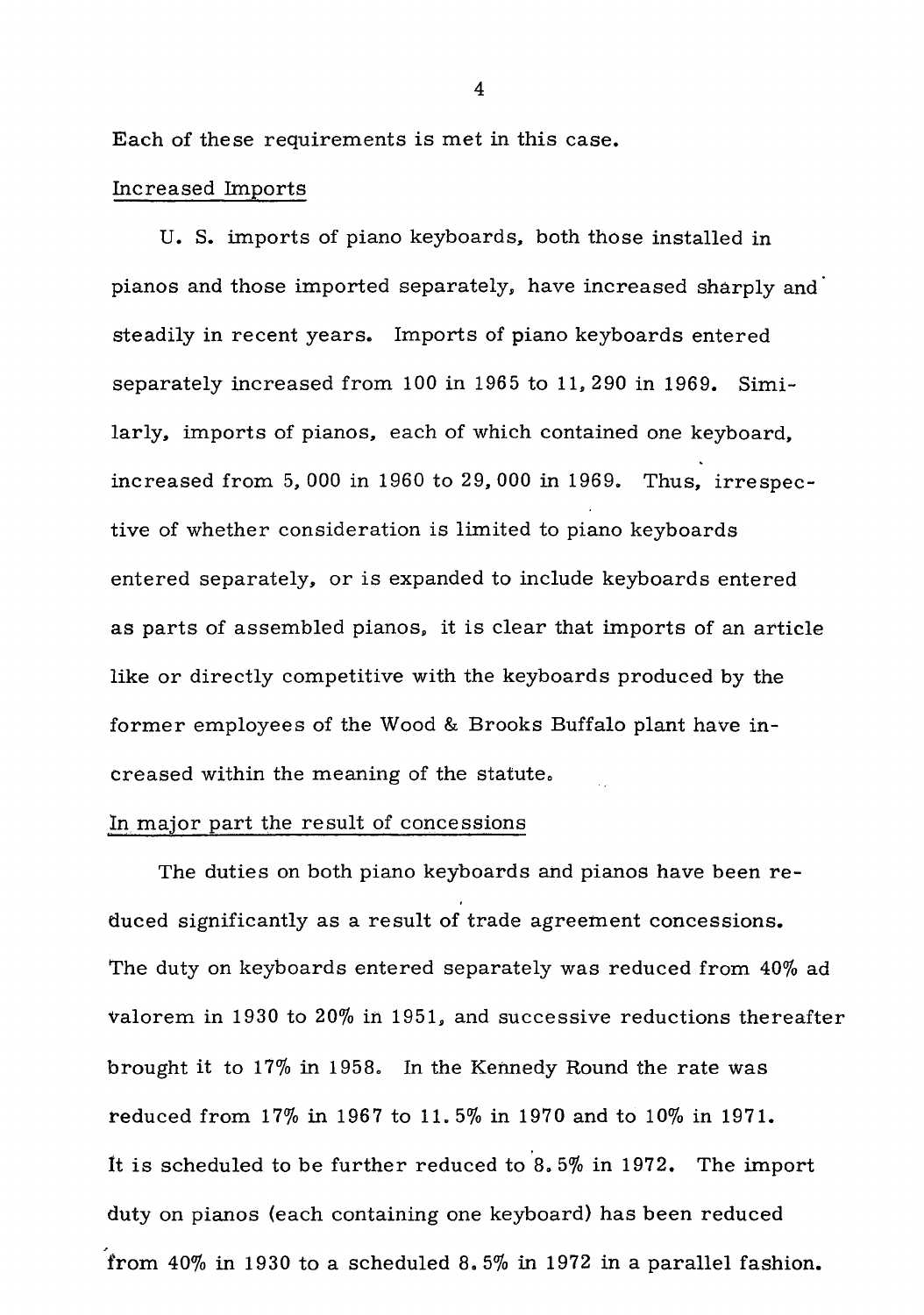Each of these requirements is met in this case.

Increased Imports

U. S. imports of piano keyboards, both those installed in pianos and those imported separately, have increased sharply and steadily in recent years. Imports of piano keyboards entered separately increased from 100 in 1965 to 11,290 in 1969. Similarly, imports of pianos, each of which contained one keyboard, increased from 5,000 in 1960 to 29,000 in 1969. Thus, irrespective of whether consideration is limited to piano keyboards entered separately, or is expanded to include keyboards entered as parts of assembled pianos, it is clear that imports of an article like or directly competitive with the keyboards produced by the former employees of the Wood & Brooks Buffalo plant have increased within the meaning of the statute.

In major part the result of concessions

The duties on both piano keyboards and pianos have been reduced significantly as a result of trade agreement concessions. The duty on keyboards entered separately was reduced from 40% ad valorem in 1930 to 20% in 1951, and successive reductions thereafter brought it to 17% in 1958. In the Kennedy Round the rate was reduced from 17% in 1967 to 11.5% in 1970 and to 10% in 1971. It is scheduled to be further reduced to 8.5% in 1972. The import duty on pianos (each containing one keyboard) has been reduced from 40% in 1930 to a scheduled 8.5% in 1972 in a parallel fashion.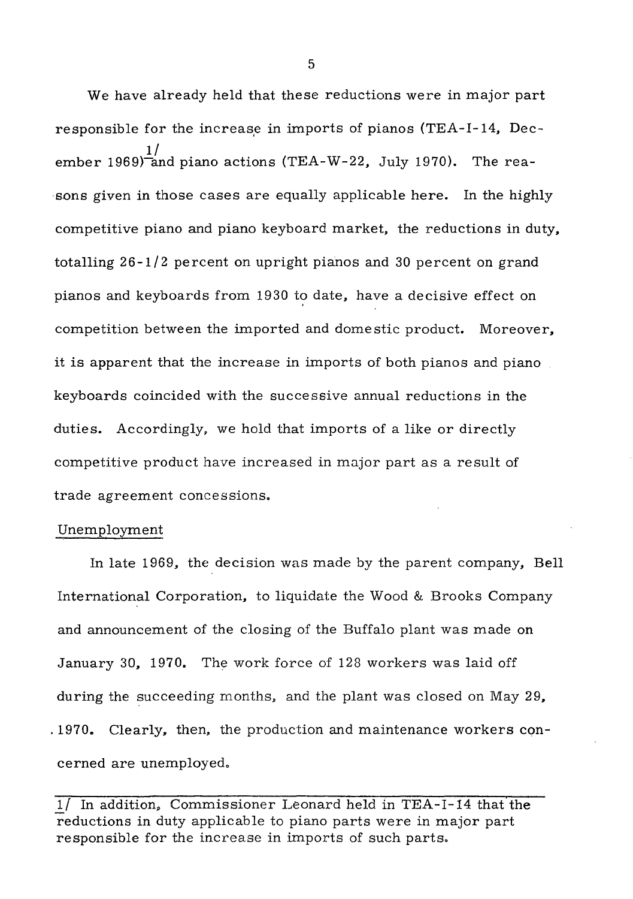We have already held that these reductions were in major part responsible for the increase in imports of pianos (TEA-I-14, December 1969)[1/] and piano actions (TEA-W-22, July 1970). The reasons given in those cases are equally applicable here. In the highly competitive piano and piano keyboard market, the reductions in duty, totalling 26-1/2 percent on upright pianos and 30 percent on grand pianos and keyboards from 1930 to date, have a decisive effect on competition between the imported and domestic product. Moreover, it is apparent that the increase in imports of both pianos and piano keyboards coincided with the successive annual reductions in the duties. Accordingly, we hold that imports of a like or directly competitive product have increased in major part as a result of trade agreement concessions.

Unemployment

In late 1969, the decision was made by the parent company, Bell International Corporation, to liquidate the Wood & Brooks Company and announcement of the closing of the Buffalo plant was made on January 30, 1970. The work force of 128 workers was laid off during the succeeding months, and the plant was closed on May 29, 1970. Clearly, then, the production and maintenance workers concerned are unemployed.

---

1/ In addition, Commissioner Leonard held in TEA-I-14 that the reductions in duty applicable to piano parts were in major part responsible for the increase in imports of such parts.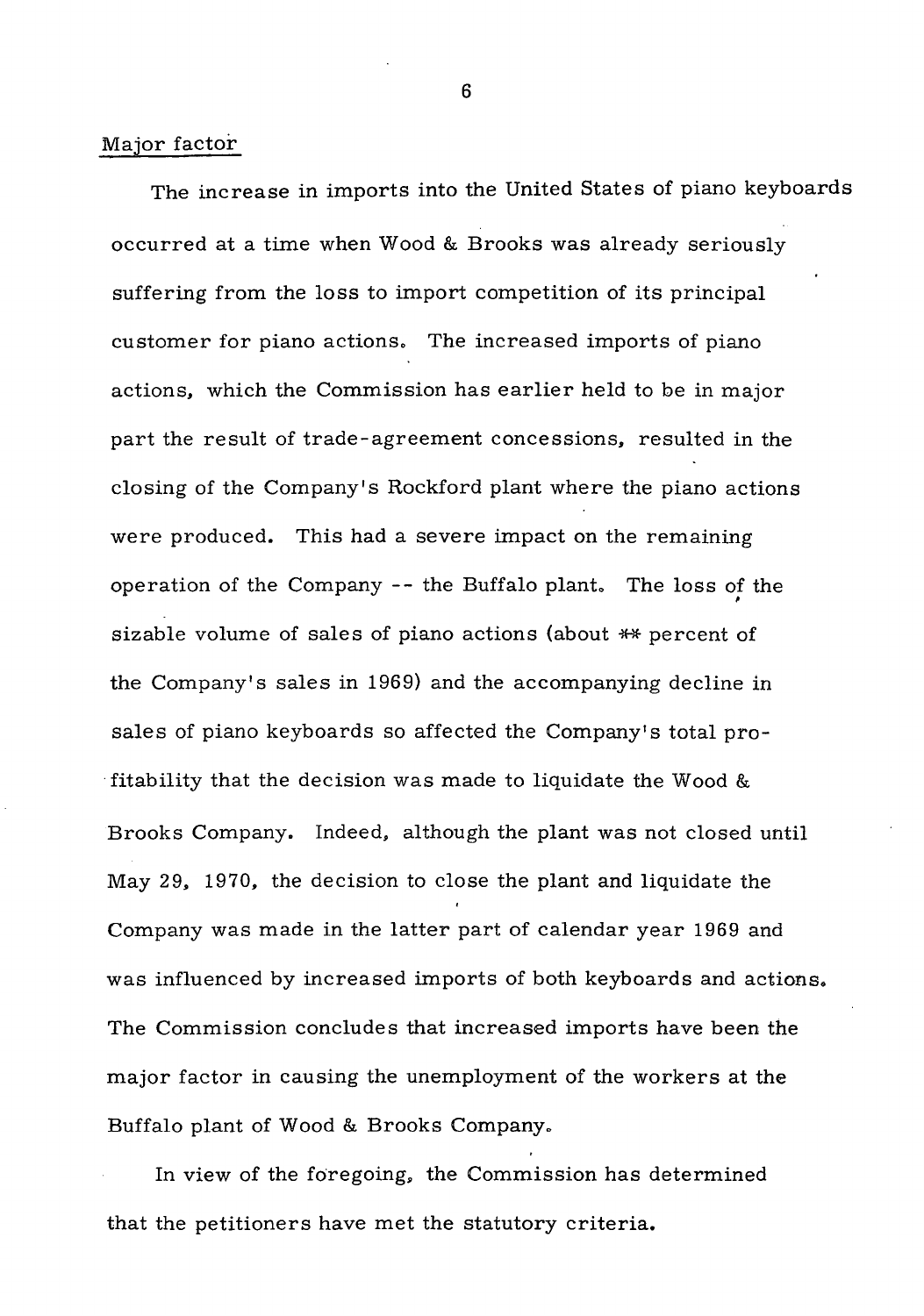## Major factor

The increase in imports into the United States of piano keyboards occurred at a time when Wood & Brooks was already seriously suffering from the loss to import competition of its principal customer for piano actions. The increased imports of piano actions, which the Commission has earlier held to be in major part the result of trade-agreement concessions, resulted in the closing of the Company's Rockford plant where the piano actions were produced. This had a severe impact on the remaining operation of the Company -- the Buffalo plant. The loss of the sizable volume of sales of piano actions (about ** percent of the Company's sales in 1969) and the accompanying decline in sales of piano keyboards so affected the Company's total profitability that the decision was made to liquidate the Wood & Brooks Company. Indeed, although the plant was not closed until May 29, 1970, the decision to close the plant and liquidate the Company was made in the latter part of calendar year 1969 and was influenced by increased imports of both keyboards and actions. The Commission concludes that increased imports have been the major factor in causing the unemployment of the workers at the Buffalo plant of Wood & Brooks Company.

In view of the foregoing, the Commission has determined that the petitioners have met the statutory criteria.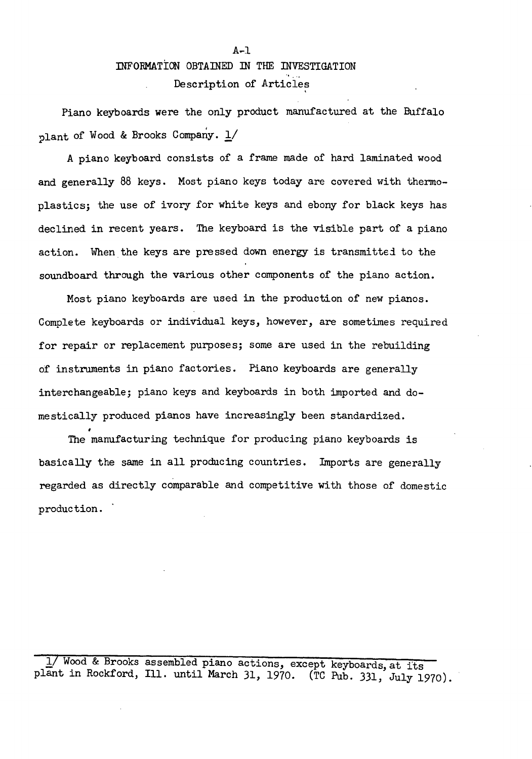# INFORMATION OBTAINED IN THE INVESTIGATION

## Description of Articles

Piano keyboards were the only product manufactured at the Buffalo plant of Wood & Brooks Company. 1/

A piano keyboard consists of a frame made of hard laminated wood and generally 88 keys. Most piano keys today are covered with thermoplastics; the use of ivory for white keys and ebony for black keys has declined in recent years. The keyboard is the visible part of a piano action. When the keys are pressed down energy is transmitted to the soundboard through the various other components of the piano action.

Most piano keyboards are used in the production of new pianos. Complete keyboards or individual keys, however, are sometimes required for repair or replacement purposes; some are used in the rebuilding of instruments in piano factories. Piano keyboards are generally interchangeable; piano keys and keyboards in both imported and domestically produced pianos have increasingly been standardized.

The manufacturing technique for producing piano keyboards is basically the same in all producing countries. Imports are generally regarded as directly comparable and competitive with those of domestic production.

---

1/ Wood & Brooks assembled piano actions, except keyboards, at its plant in Rockford, Ill. until March 31, 1970. (TC Pub. 331, July 1970).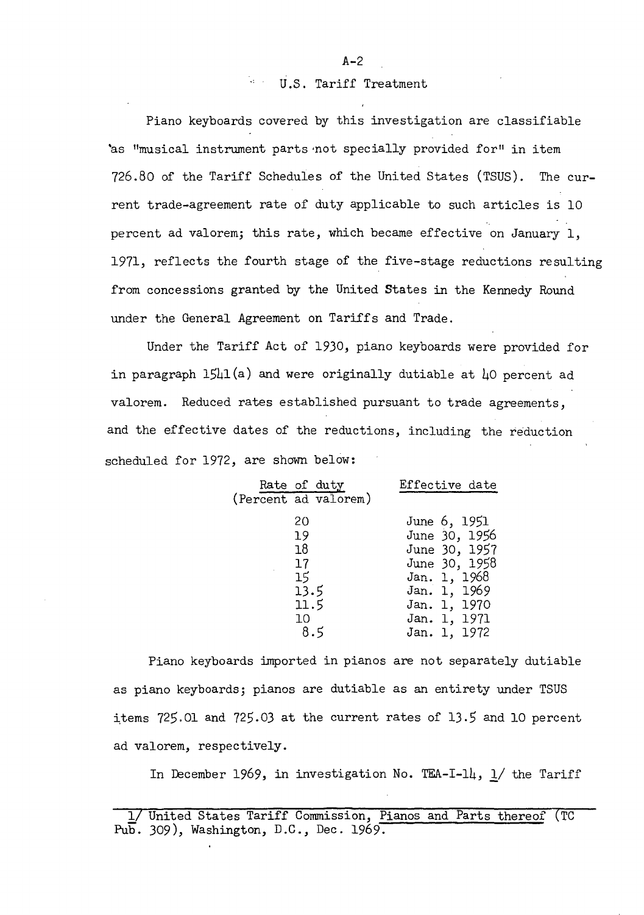## U.S. Tariff Treatment

Piano keyboards covered by this investigation are classifiable as "musical instrument parts not specially provided for" in item 726.80 of the Tariff Schedules of the United States (TSUS). The current trade-agreement rate of duty applicable to such articles is 10 percent ad valorem; this rate, which became effective on January 1, 1971, reflects the fourth stage of the five-stage reductions resulting from concessions granted by the United States in the Kennedy Round under the General Agreement on Tariffs and Trade.

Under the Tariff Act of 1930, piano keyboards were provided for in paragraph 1541(a) and were originally dutiable at 40 percent ad valorem. Reduced rates established pursuant to trade agreements, and the effective dates of the reductions, including the reduction scheduled for 1972, are shown below:

| Rate of duty (Percent ad valorem) | Effective date |
|---|---|
| 20 | June 6, 1951 |
| 19 | June 30, 1956 |
| 18 | June 30, 1957 |
| 17 | June 30, 1958 |
| 15 | Jan. 1, 1968 |
| 13.5 | Jan. 1, 1969 |
| 11.5 | Jan. 1, 1970 |
| 10 | Jan. 1, 1971 |
| 8.5 | Jan. 1, 1972 |

Piano keyboards imported in pianos are not separately dutiable as piano keyboards; pianos are dutiable as an entirety under TSUS items 725.01 and 725.03 at the current rates of 13.5 and 10 percent ad valorem, respectively.

In December 1969, in investigation No. TEA-I-14, 1/ the Tariff

---

1/ United States Tariff Commission, Pianos and Parts thereof (TC Pub. 309), Washington, D.C., Dec. 1969.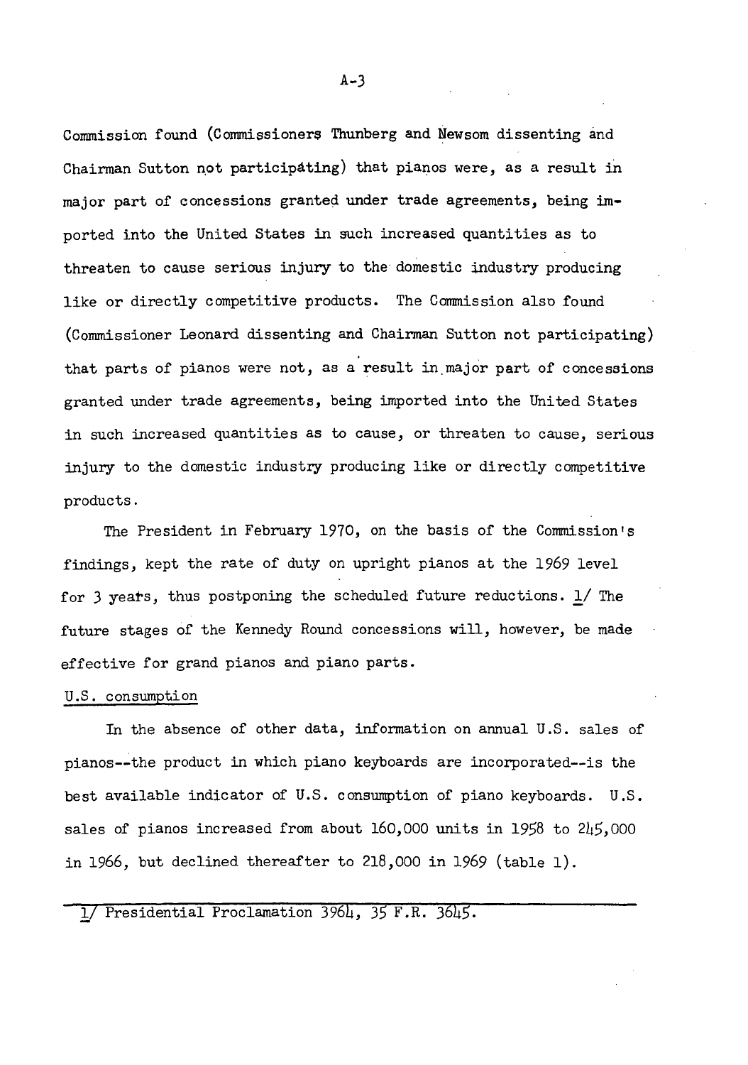Commission found (Commissioners Thunberg and Newsom dissenting and Chairman Sutton not participating) that pianos were, as a result in major part of concessions granted under trade agreements, being imported into the United States in such increased quantities as to threaten to cause serious injury to the domestic industry producing like or directly competitive products. The Commission also found (Commissioner Leonard dissenting and Chairman Sutton not participating) that parts of pianos were not, as a result in major part of concessions granted under trade agreements, being imported into the United States in such increased quantities as to cause, or threaten to cause, serious injury to the domestic industry producing like or directly competitive products.

The President in February 1970, on the basis of the Commission's findings, kept the rate of duty on upright pianos at the 1969 level for 3 years, thus postponing the scheduled future reductions. 1/ The future stages of the Kennedy Round concessions will, however, be made effective for grand pianos and piano parts.

U.S. consumption

In the absence of other data, information on annual U.S. sales of pianos--the product in which piano keyboards are incorporated--is the best available indicator of U.S. consumption of piano keyboards. U.S. sales of pianos increased from about 160,000 units in 1958 to 245,000 in 1966, but declined thereafter to 218,000 in 1969 (table 1).

1/ Presidential Proclamation 3964, 35 F.R. 3645.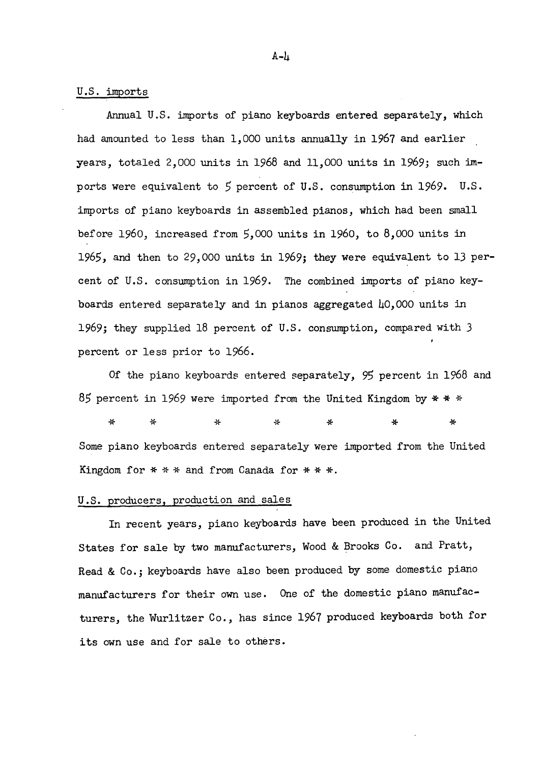U.S. imports

Annual U.S. imports of piano keyboards entered separately, which had amounted to less than 1,000 units annually in 1967 and earlier years, totaled 2,000 units in 1968 and 11,000 units in 1969; such imports were equivalent to 5 percent of U.S. consumption in 1969. U.S. imports of piano keyboards in assembled pianos, which had been small before 1960, increased from 5,000 units in 1960, to 8,000 units in 1965, and then to 29,000 units in 1969; they were equivalent to 13 percent of U.S. consumption in 1969. The combined imports of piano keyboards entered separately and in pianos aggregated 40,000 units in 1969; they supplied 18 percent of U.S. consumption, compared with 3 percent or less prior to 1966.

Of the piano keyboards entered separately, 95 percent in 1968 and 85 percent in 1969 were imported from the United Kingdom by * * *

\* &nbsp;&nbsp;&nbsp; * &nbsp;&nbsp;&nbsp; * &nbsp;&nbsp;&nbsp; * &nbsp;&nbsp;&nbsp; * &nbsp;&nbsp;&nbsp; * &nbsp;&nbsp;&nbsp; *

Some piano keyboards entered separately were imported from the United Kingdom for * * * and from Canada for * * *.

U.S. producers, production and sales

In recent years, piano keyboards have been produced in the United States for sale by two manufacturers, Wood & Brooks Co. and Pratt, Read & Co.; keyboards have also been produced by some domestic piano manufacturers for their own use. One of the domestic piano manufacturers, the Wurlitzer Co., has since 1967 produced keyboards both for its own use and for sale to others.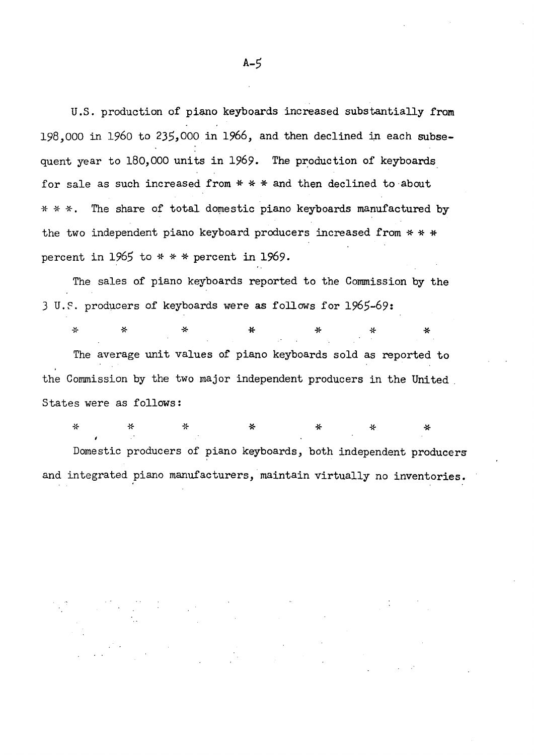U.S. production of piano keyboards increased substantially from 198,000 in 1960 to 235,000 in 1966, and then declined in each subsequent year to 180,000 units in 1969. The production of keyboards for sale as such increased from * * * and then declined to about * * *. The share of total domestic piano keyboards manufactured by the two independent piano keyboard producers increased from * * * percent in 1965 to * * * percent in 1969.

The sales of piano keyboards reported to the Commission by the 3 U.S. producers of keyboards were as follows for 1965-69:

\*     \*     \*     \*     \*     \*     \*

The average unit values of piano keyboards sold as reported to the Commission by the two major independent producers in the United States were as follows:

\*     \*     \*     \*     \*     \*     \*

Domestic producers of piano keyboards, both independent producers and integrated piano manufacturers, maintain virtually no inventories.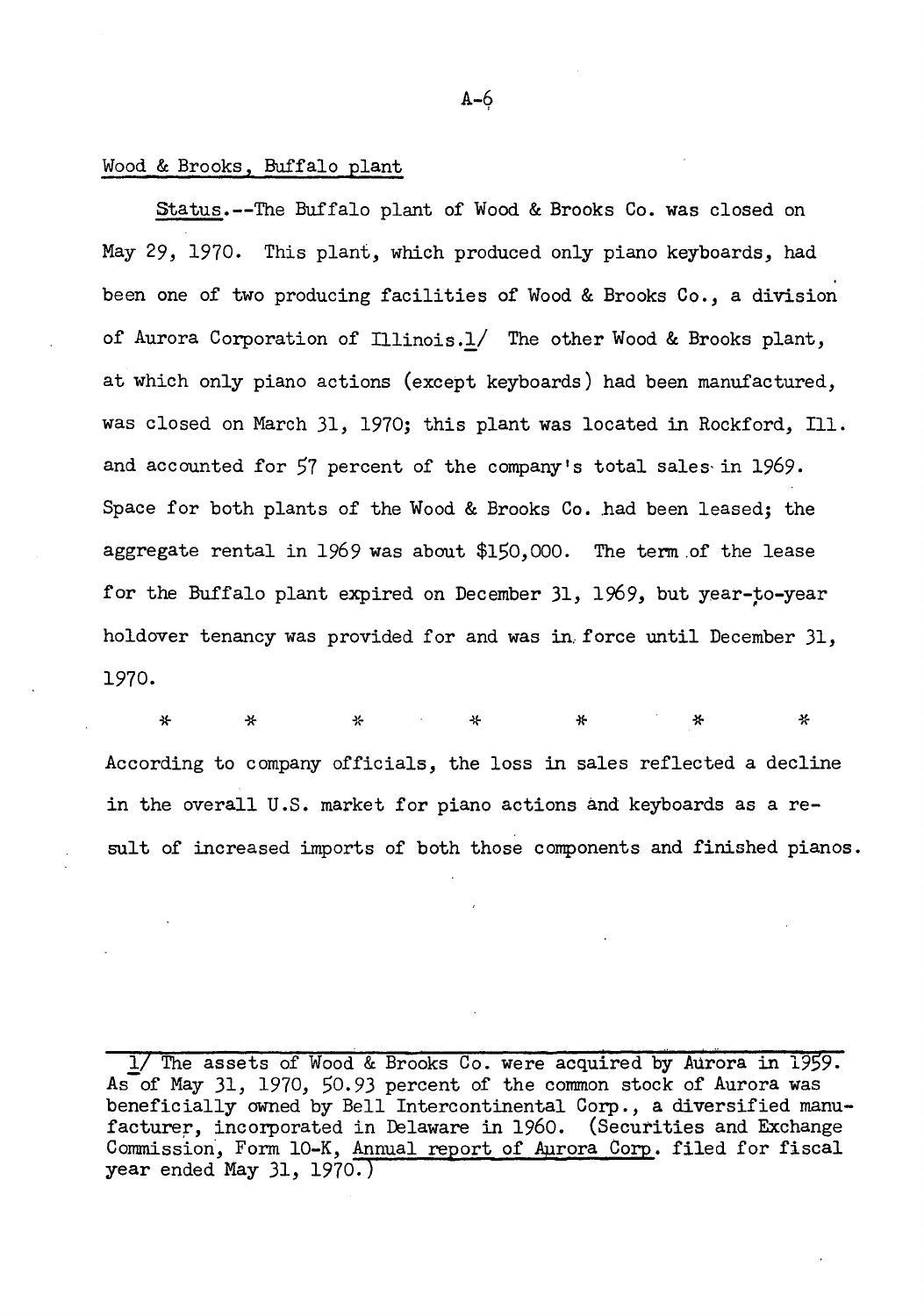Wood & Brooks, Buffalo plant

Status.--The Buffalo plant of Wood & Brooks Co. was closed on May 29, 1970. This plant, which produced only piano keyboards, had been one of two producing facilities of Wood & Brooks Co., a division of Aurora Corporation of Illinois.[1] The other Wood & Brooks plant, at which only piano actions (except keyboards) had been manufactured, was closed on March 31, 1970; this plant was located in Rockford, Ill. and accounted for 57 percent of the company's total sales in 1969. Space for both plants of the Wood & Brooks Co. had been leased; the aggregate rental in 1969 was about $150,000. The term of the lease for the Buffalo plant expired on December 31, 1969, but year-to-year holdover tenancy was provided for and was in force until December 31, 1970.

\* \* \* \* \* \* \*

According to company officials, the loss in sales reflected a decline in the overall U.S. market for piano actions and keyboards as a result of increased imports of both those components and finished pianos.

---

[1] The assets of Wood & Brooks Co. were acquired by Aurora in 1959. As of May 31, 1970, 50.93 percent of the common stock of Aurora was beneficially owned by Bell Intercontinental Corp., a diversified manufacturer, incorporated in Delaware in 1960. (Securities and Exchange Commission, Form 10-K, Annual report of Aurora Corp. filed for fiscal year ended May 31, 1970.)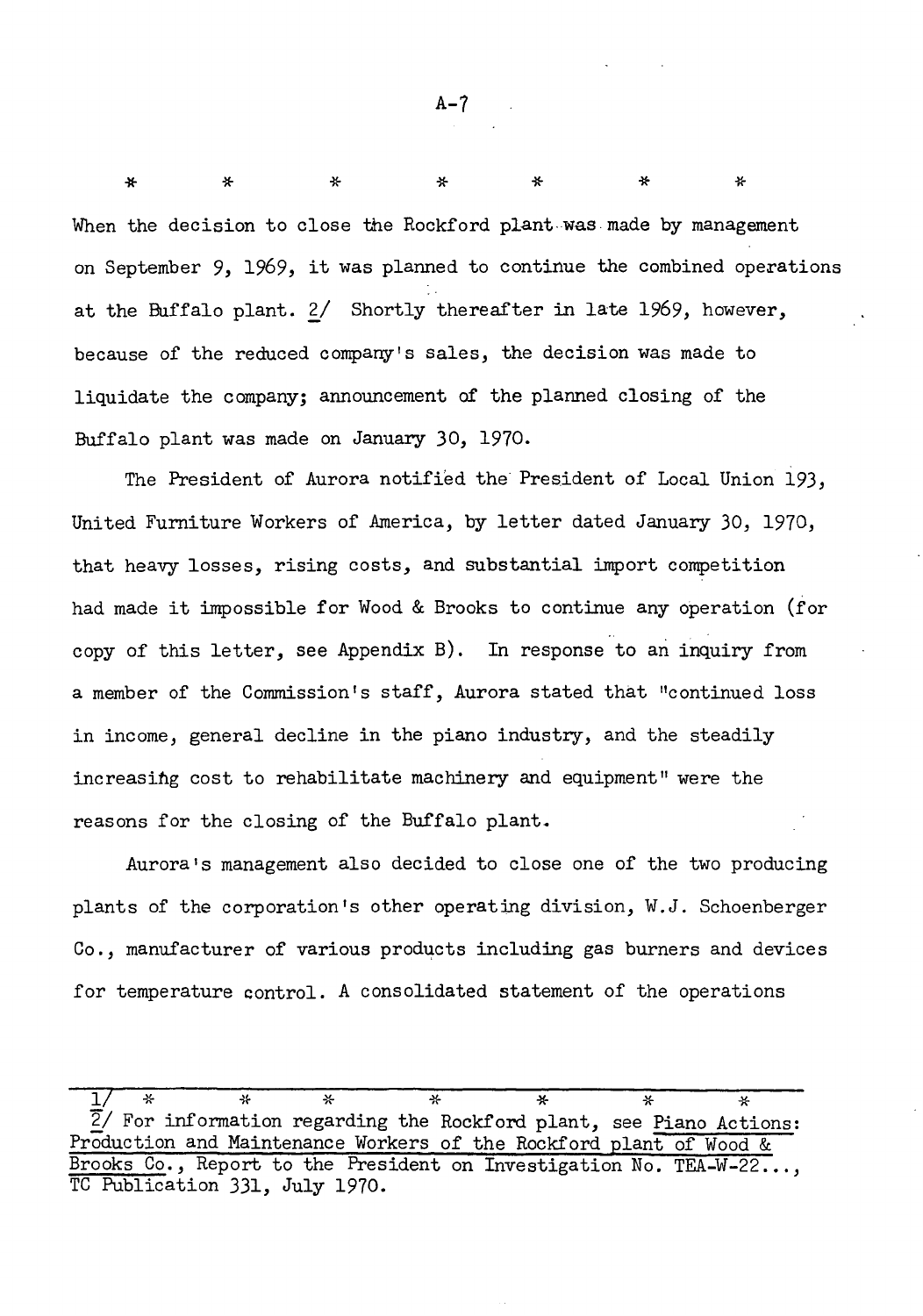*          *          *          *          *          *          *

When the decision to close the Rockford plant was made by management on September 9, 1969, it was planned to continue the combined operations at the Buffalo plant. 2/ Shortly thereafter in late 1969, however, because of the reduced company's sales, the decision was made to liquidate the company; announcement of the planned closing of the Buffalo plant was made on January 30, 1970.

The President of Aurora notified the President of Local Union 193, United Furniture Workers of America, by letter dated January 30, 1970, that heavy losses, rising costs, and substantial import competition had made it impossible for Wood & Brooks to continue any operation (for copy of this letter, see Appendix B). In response to an inquiry from a member of the Commission's staff, Aurora stated that "continued loss in income, general decline in the piano industry, and the steadily increasing cost to rehabilitate machinery and equipment" were the reasons for the closing of the Buffalo plant.

Aurora's management also decided to close one of the two producing plants of the corporation's other operating division, W.J. Schoenberger Co., manufacturer of various products including gas burners and devices for temperature control. A consolidated statement of the operations

---

1/ *          *          *          *          *          *          *

2/ For information regarding the Rockford plant, see Piano Actions: Production and Maintenance Workers of the Rockford plant of Wood & Brooks Co., Report to the President on Investigation No. TEA-W-22..., TC Publication 331, July 1970.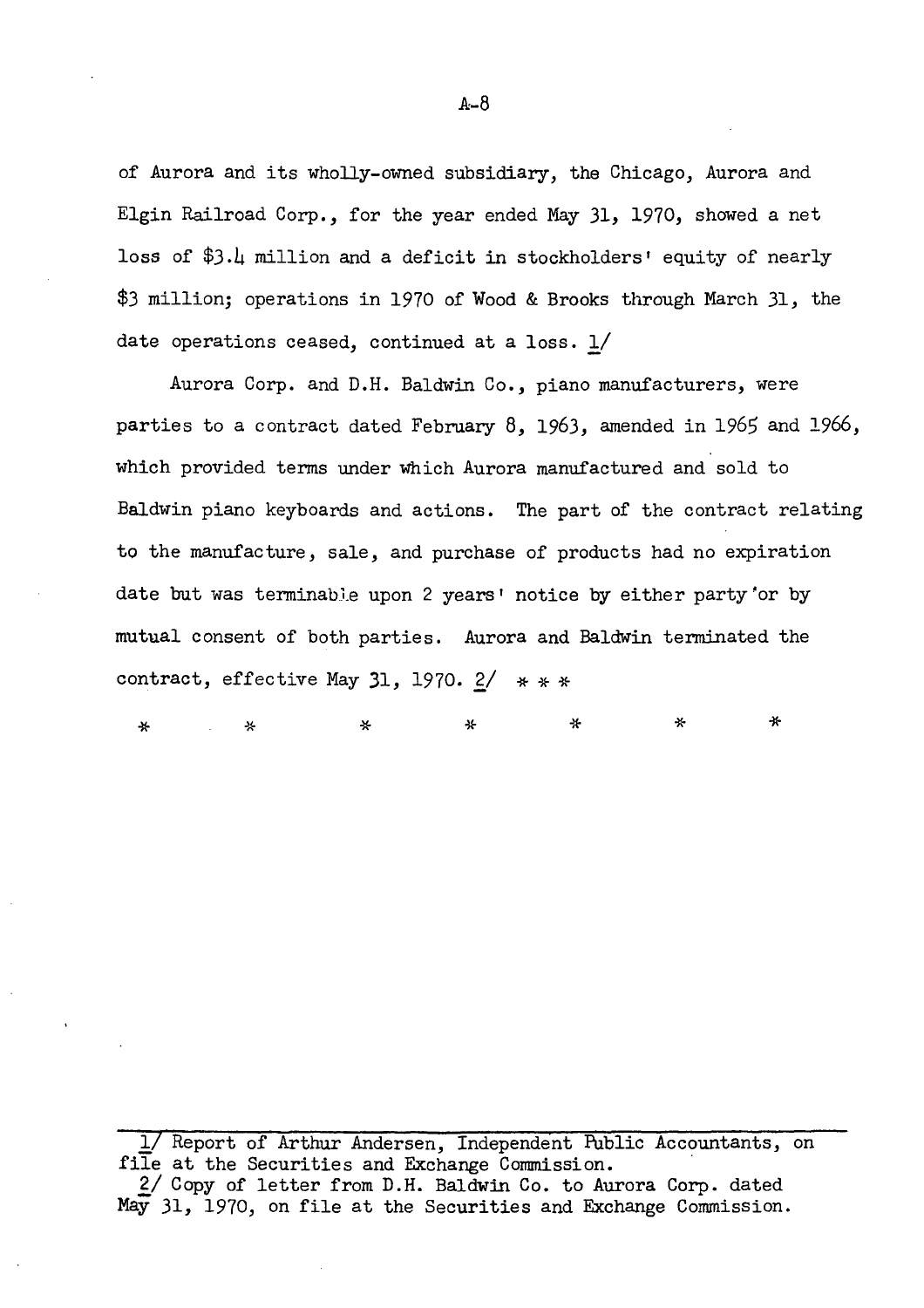of Aurora and its wholly-owned subsidiary, the Chicago, Aurora and Elgin Railroad Corp., for the year ended May 31, 1970, showed a net loss of $3.4 million and a deficit in stockholders' equity of nearly $3 million; operations in 1970 of Wood & Brooks through March 31, the date operations ceased, continued at a loss. 1/

Aurora Corp. and D.H. Baldwin Co., piano manufacturers, were parties to a contract dated February 8, 1963, amended in 1965 and 1966, which provided terms under which Aurora manufactured and sold to Baldwin piano keyboards and actions. The part of the contract relating to the manufacture, sale, and purchase of products had no expiration date but was terminable upon 2 years' notice by either party or by mutual consent of both parties. Aurora and Baldwin terminated the contract, effective May 31, 1970. 2/ * * *

\* \* \* \* \* \* \*

---

1/ Report of Arthur Andersen, Independent Public Accountants, on file at the Securities and Exchange Commission.

2/ Copy of letter from D.H. Baldwin Co. to Aurora Corp. dated May 31, 1970, on file at the Securities and Exchange Commission.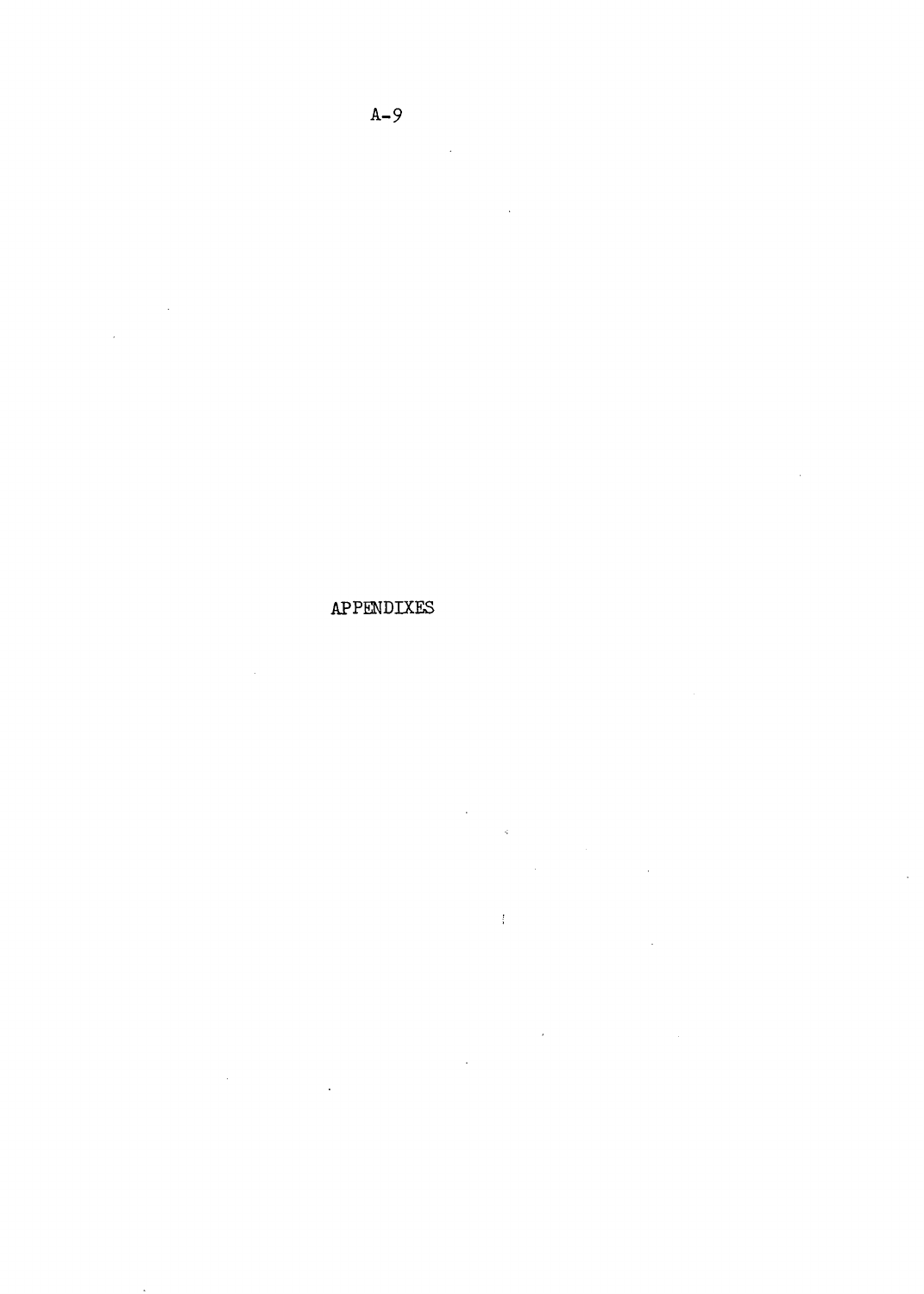# APPENDIXES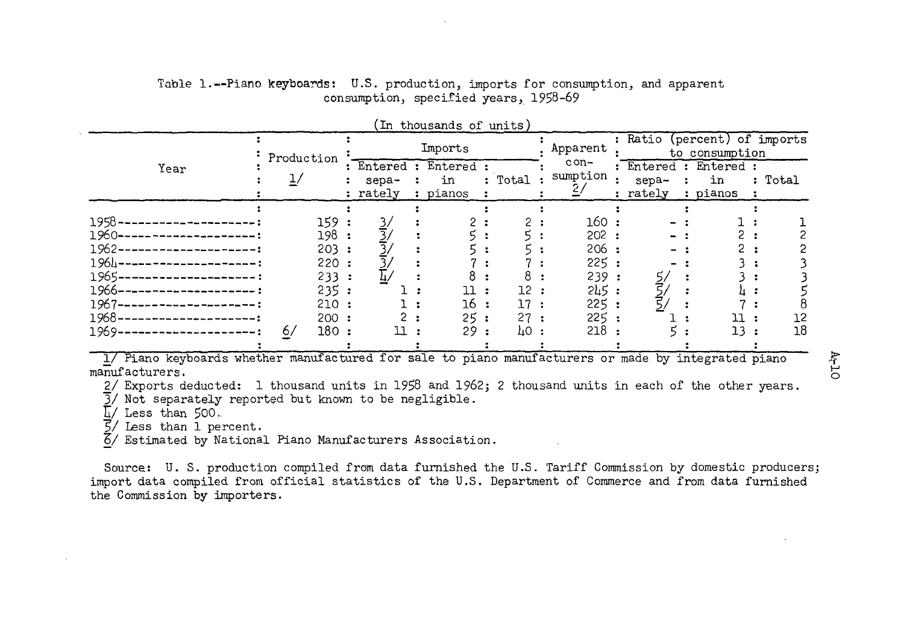Table 1.--Piano keyboards: U.S. production, imports for consumption, and apparent consumption, specified years, 1958-69

(In thousands of units)

| Year | Production 1/ | Imports | | | Apparent consumption 2/ | Ratio (percent) of imports to consumption | | |
|---|---|---|---|---|---|---|---|---|
| | | Entered separately | Entered in pianos | Total | | Entered separately | Entered in pianos | Total |
| 1958 | 159 | 3/ | 2 | 2 | 160 | - | 1 | 1 |
| 1960 | 198 | 3/ | 5 | 5 | 202 | - | 2 | 2 |
| 1962 | 203 | 3/ | 5 | 5 | 206 | - | 2 | 2 |
| 1964 | 220 | 3/ | 7 | 7 | 225 | - | 3 | 3 |
| 1965 | 233 | 4/ | 8 | 8 | 239 | 5/ | 3 | 3 |
| 1966 | 235 | 1 | 11 | 12 | 245 | 5/ | 4 | 5 |
| 1967 | 210 | 1 | 16 | 17 | 225 | 5/ | 7 | 8 |
| 1968 | 200 | 2 | 25 | 27 | 225 | 1 | 11 | 12 |
| 1969 | 6/ 180 | 11 | 29 | 40 | 218 | 5 | 13 | 18 |

1/ Piano keyboards whether manufactured for sale to piano manufacturers or made by integrated piano manufacturers.

2/ Exports deducted: 1 thousand units in 1958 and 1962; 2 thousand units in each of the other years.

3/ Not separately reported but known to be negligible.

4/ Less than 500.

5/ Less than 1 percent.

6/ Estimated by National Piano Manufacturers Association.

Source: U. S. production compiled from data furnished the U.S. Tariff Commission by domestic producers; import data compiled from official statistics of the U.S. Department of Commerce and from data furnished the Commission by importers.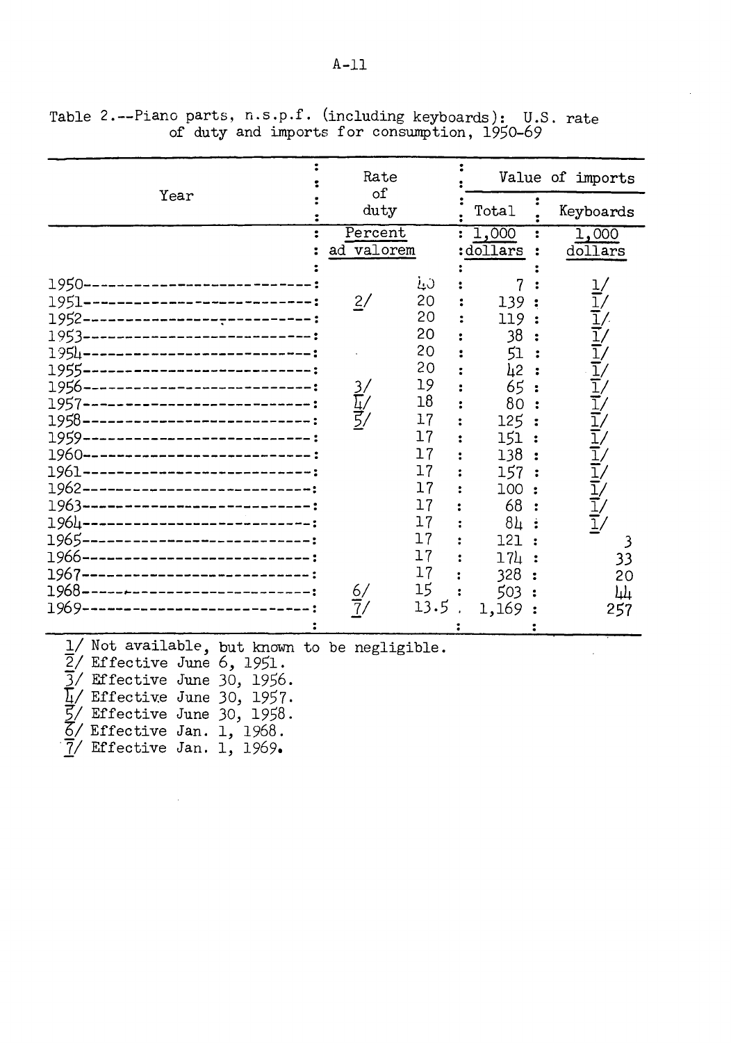Table 2.--Piano parts, n.s.p.f. (including keyboards): U.S. rate of duty and imports for consumption, 1950-69

| Year | Rate of duty | Value of imports | |
|---|---|---|---|
| | | Total | Keyboards |
| | Percent ad valorem | 1,000 dollars | 1,000 dollars |
| 1950 | 40 | 7 | 1/ |
| 1951 | 2/ 20 | 139 | 1/ |
| 1952 | 20 | 119 | 1/ |
| 1953 | 20 | 38 | 1/ |
| 1954 | 20 | 51 | 1/ |
| 1955 | 20 | 42 | 1/ |
| 1956 | 3/ 19 | 65 | 1/ |
| 1957 | 4/ 18 | 80 | 1/ |
| 1958 | 5/ 17 | 125 | 1/ |
| 1959 | 17 | 151 | 1/ |
| 1960 | 17 | 138 | 1/ |
| 1961 | 17 | 157 | 1/ |
| 1962 | 17 | 100 | 1/ |
| 1963 | 17 | 68 | 1/ |
| 1964 | 17 | 84 | 1/ |
| 1965 | 17 | 121 | 3 |
| 1966 | 17 | 174 | 33 |
| 1967 | 17 | 328 | 20 |
| 1968 | 6/ 15 | 503 | 44 |
| 1969 | 7/ 13.5 | 1,169 | 257 |

1/ Not available, but known to be negligible.
2/ Effective June 6, 1951.
3/ Effective June 30, 1956.
4/ Effective June 30, 1957.
5/ Effective June 30, 1958.
6/ Effective Jan. 1, 1968.
7/ Effective Jan. 1, 1969.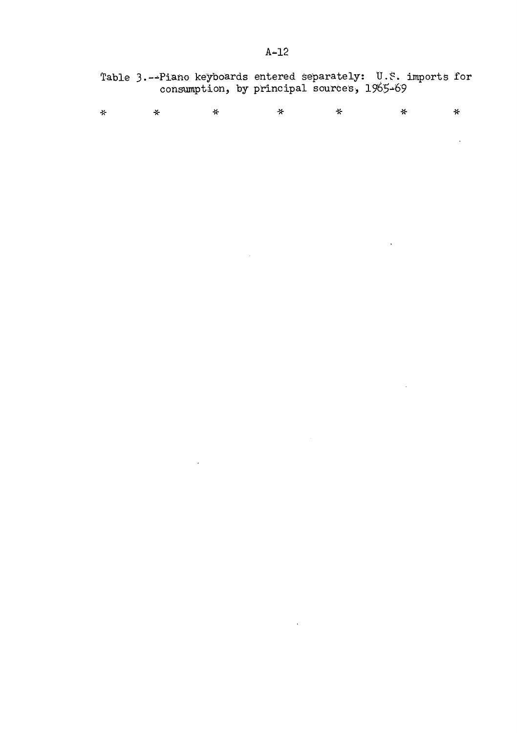Table 3.--Piano keyboards entered separately: U.S. imports for consumption, by principal sources, 1965-69

\*           \*           \*           \*           \*           \*           \*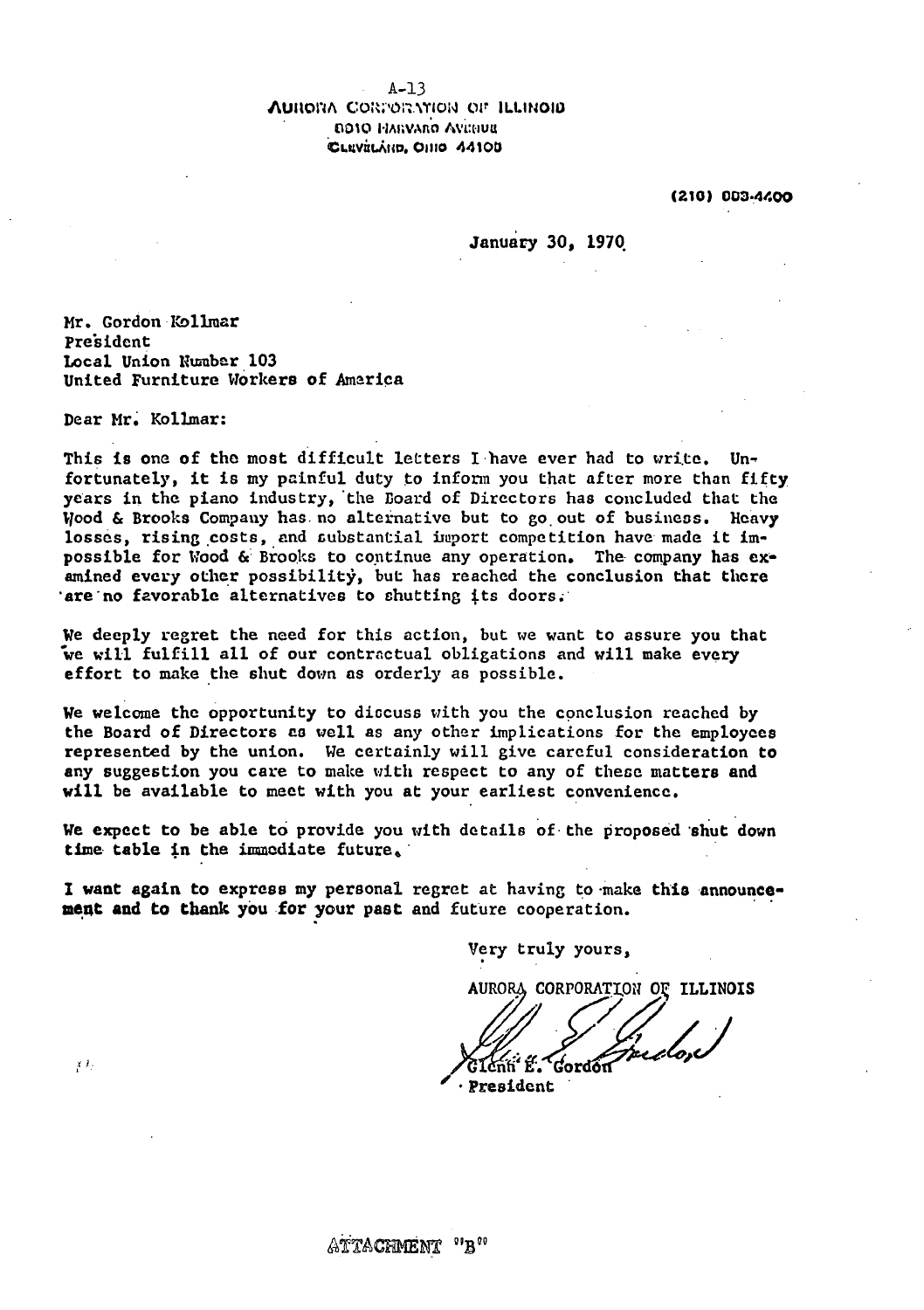A-13

**AURORA CORPORATION OF ILLINOIS**
**8010 HARVARD AVENUE**
**CLEVELAND, OHIO 44105**

(216) 883-4400

January 30, 1970

Mr. Gordon Kollmar
President
Local Union Number 103
United Furniture Workers of America

Dear Mr. Kollmar:

This is one of the most difficult letters I have ever had to write. Unfortunately, it is my painful duty to inform you that after more than fifty years in the piano industry, the Board of Directors has concluded that the Wood & Brooks Company has no alternative but to go out of business. Heavy losses, rising costs, and substantial import competition have made it impossible for Wood & Brooks to continue any operation. The company has examined every other possibility, but has reached the conclusion that there are no favorable alternatives to shutting its doors.

We deeply regret the need for this action, but we want to assure you that we will fulfill all of our contractual obligations and will make every effort to make the shut down as orderly as possible.

We welcome the opportunity to discuss with you the conclusion reached by the Board of Directors as well as any other implications for the employees represented by the union. We certainly will give careful consideration to any suggestion you care to make with respect to any of these matters and will be available to meet with you at your earliest convenience.

We expect to be able to provide you with details of the proposed shut down time table in the immediate future.

I want again to express my personal regret at having to make this announcement and to thank you for your past and future cooperation.

Very truly yours,

AURORA CORPORATION OF ILLINOIS

Glenn E. Gordon
President

ATTACHMENT "B"